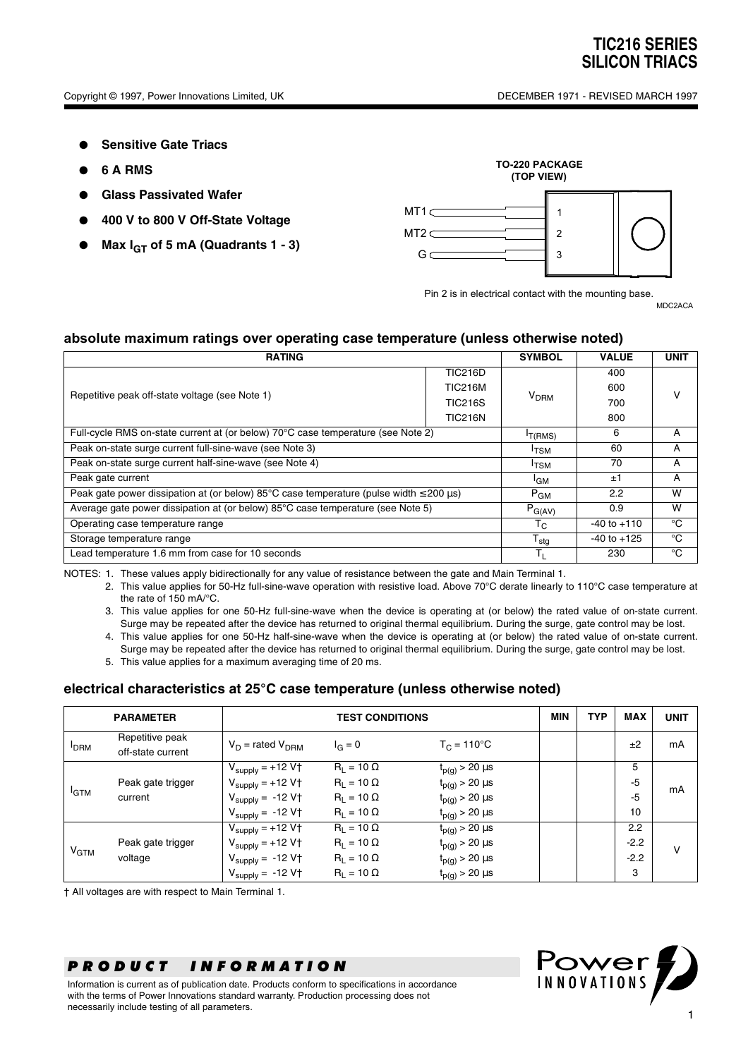# TIC216 SERIES SILICON TRIACS

Copyright © 1997, Power Innovations Limited, UK

DECEMBER 1971 - REVISED MARCH 1997

- **Sensitive Gate Triacs**
- **6 A RMS**
- **Glass Passivated Wafer**
- **400 V to 800 V Off-State Voltage**
- **Max $I_{GT}$ of 5 mA (Quadrants 1 - 3)**

**TO-220 PACKAGE (TOP VIEW)**

MT1 — 1
MT2 — 2
G — 3

Pin 2 is in electrical contact with the mounting base.

MDC2ACA

## absolute maximum ratings over operating case temperature (unless otherwise noted)

| RATING | | SYMBOL | VALUE | UNIT |
|---|---|---|---|---|
| Repetitive peak off-state voltage (see Note 1) | TIC216D | $V_{DRM}$ | 400 | V |
| | TIC216M | | 600 | |
| | TIC216S | | 700 | |
| | TIC216N | | 800 | |
| Full-cycle RMS on-state current at (or below) 70°C case temperature (see Note 2) | | $I_{T(RMS)}$ | 6 | A |
| Peak on-state surge current full-sine-wave (see Note 3) | | $I_{TSM}$ | 60 | A |
| Peak on-state surge current half-sine-wave (see Note 4) | | $I_{TSM}$ | 70 | A |
| Peak gate current | | $I_{GM}$ | ±1 | A |
| Peak gate power dissipation at (or below) 85°C case temperature (pulse width ≤200 µs) | | $P_{GM}$ | 2.2 | W |
| Average gate power dissipation at (or below) 85°C case temperature (see Note 5) | | $P_{G(AV)}$ | 0.9 | W |
| Operating case temperature range | | $T_C$ | -40 to +110 | °C |
| Storage temperature range | | $T_{stg}$ | -40 to +125 | °C |
| Lead temperature 1.6 mm from case for 10 seconds | | $T_L$ | 230 | °C |

NOTES: 1. These values apply bidirectionally for any value of resistance between the gate and Main Terminal 1.

2. This value applies for 50-Hz full-sine-wave operation with resistive load. Above 70°C derate linearly to 110°C case temperature at the rate of 150 mA/°C.
3. This value applies for one 50-Hz full-sine-wave when the device is operating at (or below) the rated value of on-state current. Surge may be repeated after the device has returned to original thermal equilibrium. During the surge, gate control may be lost.
4. This value applies for one 50-Hz half-sine-wave when the device is operating at (or below) the rated value of on-state current. Surge may be repeated after the device has returned to original thermal equilibrium. During the surge, gate control may be lost.
5. This value applies for a maximum averaging time of 20 ms.

## electrical characteristics at 25°C case temperature (unless otherwise noted)

| PARAMETER | | TEST CONDITIONS | | | MIN | TYP | MAX | UNIT |
|---|---|---|---|---|---|---|---|---|
| $I_{DRM}$ | Repetitive peak off-state current | $V_D$ = rated $V_{DRM}$ | $I_G = 0$ | $T_C = 110°C$ | | | ±2 | mA |
| $I_{GTM}$ | Peak gate trigger current | $V_{supply}$ = +12 V† | $R_L = 10\ \Omega$ | $t_{p(g)} > 20$ µs | | | 5 | mA |
| | | $V_{supply}$ = +12 V† | $R_L = 10\ \Omega$ | $t_{p(g)} > 20$ µs | | | -5 | |
| | | $V_{supply}$ = -12 V† | $R_L = 10\ \Omega$ | $t_{p(g)} > 20$ µs | | | -5 | |
| | | $V_{supply}$ = -12 V† | $R_L = 10\ \Omega$ | $t_{p(g)} > 20$ µs | | | 10 | |
| $V_{GTM}$ | Peak gate trigger voltage | $V_{supply}$ = +12 V† | $R_L = 10\ \Omega$ | $t_{p(g)} > 20$ µs | | | 2.2 | V |
| | | $V_{supply}$ = +12 V† | $R_L = 10\ \Omega$ | $t_{p(g)} > 20$ µs | | | -2.2 | |
| | | $V_{supply}$ = -12 V† | $R_L = 10\ \Omega$ | $t_{p(g)} > 20$ µs | | | -2.2 | |
| | | $V_{supply}$ = -12 V† | $R_L = 10\ \Omega$ | $t_{p(g)} > 20$ µs | | | 3 | |

† All voltages are with respect to Main Terminal 1.

***PRODUCT INFORMATION***

Information is current as of publication date. Products conform to specifications in accordance with the terms of Power Innovations standard warranty. Production processing does not necessarily include testing of all parameters.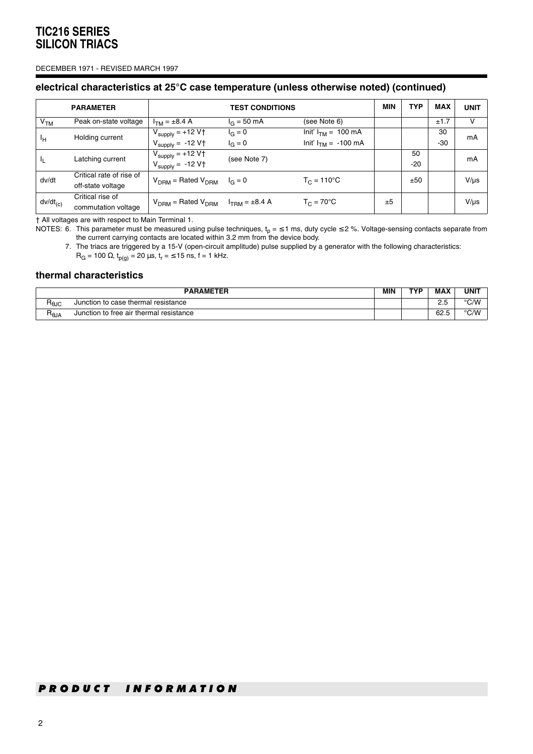DECEMBER 1971 - REVISED MARCH 1997

## electrical characteristics at 25°C case temperature (unless otherwise noted) (continued)

| PARAMETER | | TEST CONDITIONS | | | MIN | TYP | MAX | UNIT |
|---|---|---|---|---|---|---|---|---|
| $V_{TM}$ | Peak on-state voltage | $I_{TM}$ = ±8.4 A | $I_G$ = 50 mA | (see Note 6) | | | ±1.7 | V |
| $I_H$ | Holding current | $V_{supply}$ = +12 V† <br> $V_{supply}$ = -12 V† | $I_G$ = 0 <br> $I_G$ = 0 | Init' $I_{TM}$ = 100 mA <br> Init' $I_{TM}$ = -100 mA | | | 30 <br> -30 | mA |
| $I_L$ | Latching current | $V_{supply}$ = +12 V† <br> $V_{supply}$ = -12 V† | (see Note 7) | | | 50 <br> -20 | | mA |
| dv/dt | Critical rate of rise of off-state voltage | $V_{DRM}$ = Rated $V_{DRM}$ | $I_G$ = 0 | $T_C$ = 110°C | | ±50 | | V/µs |
| $dv/dt_{(c)}$ | Critical rise of commutation voltage | $V_{DRM}$ = Rated $V_{DRM}$ | $I_{TRM}$ = ±8.4 A | $T_C$ = 70°C | ±5 | | | V/µs |

† All voltages are with respect to Main Terminal 1.

NOTES: 6. This parameter must be measured using pulse techniques, $t_p$ = ≤1 ms, duty cycle ≤2 %. Voltage-sensing contacts separate from the current carrying contacts are located within 3.2 mm from the device body.

7. The triacs are triggered by a 15-V (open-circuit amplitude) pulse supplied by a generator with the following characteristics: $R_G$ = 100 Ω, $t_{p(g)}$ = 20 µs, $t_r$ = ≤15 ns, f = 1 kHz.

## thermal characteristics

| PARAMETER | | MIN | TYP | MAX | UNIT |
|---|---|---|---|---|---|
| $R_{\theta JC}$ | Junction to case thermal resistance | | | 2.5 | °C/W |
| $R_{\theta JA}$ | Junction to free air thermal resistance | | | 62.5 | °C/W |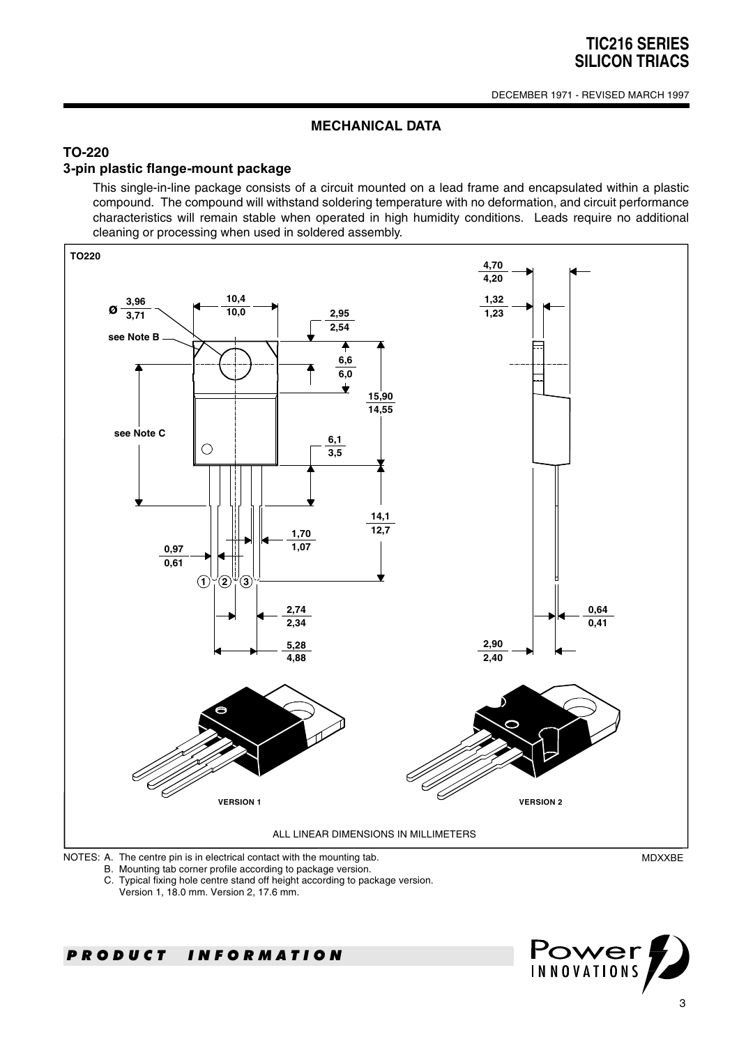## MECHANICAL DATA

### TO-220

### 3-pin plastic flange-mount package

This single-in-line package consists of a circuit mounted on a lead frame and encapsulated within a plastic compound. The compound will withstand soldering temperature with no deformation, and circuit performance characteristics will remain stable when operated in high humidity conditions. Leads require no additional cleaning or processing when used in soldered assembly.

TO220

ALL LINEAR DIMENSIONS IN MILLIMETERS

NOTES: A. The centre pin is in electrical contact with the mounting tab.
B. Mounting tab corner profile according to package version.
C. Typical fixing hole centre stand off height according to package version.
Version 1, 18.0 mm. Version 2, 17.6 mm.

MDXXBE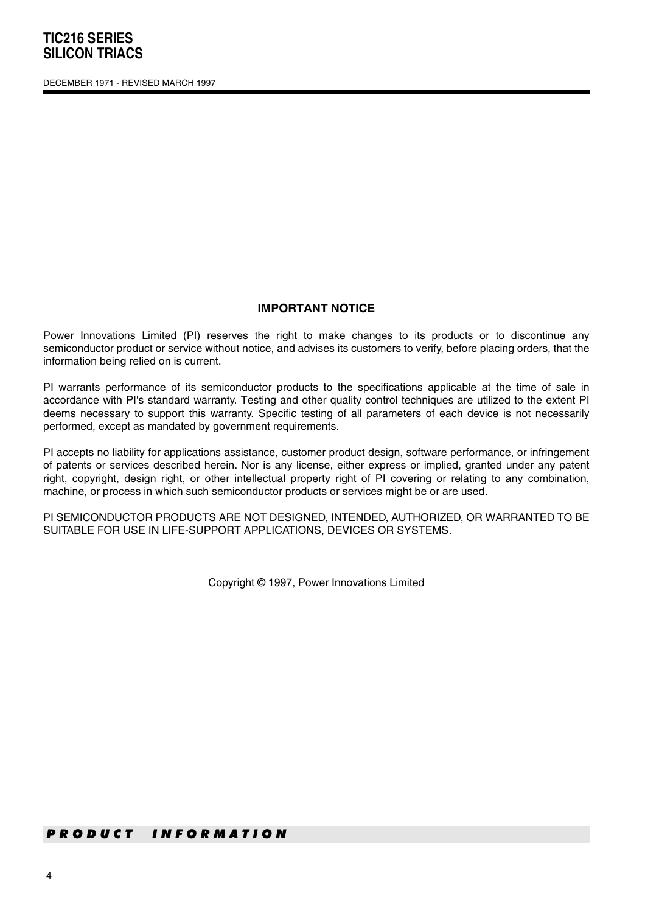## IMPORTANT NOTICE

Power Innovations Limited (PI) reserves the right to make changes to its products or to discontinue any semiconductor product or service without notice, and advises its customers to verify, before placing orders, that the information being relied on is current.

PI warrants performance of its semiconductor products to the specifications applicable at the time of sale in accordance with PI's standard warranty. Testing and other quality control techniques are utilized to the extent PI deems necessary to support this warranty. Specific testing of all parameters of each device is not necessarily performed, except as mandated by government requirements.

PI accepts no liability for applications assistance, customer product design, software performance, or infringement of patents or services described herein. Nor is any license, either express or implied, granted under any patent right, copyright, design right, or other intellectual property right of PI covering or relating to any combination, machine, or process in which such semiconductor products or services might be or are used.

PI SEMICONDUCTOR PRODUCTS ARE NOT DESIGNED, INTENDED, AUTHORIZED, OR WARRANTED TO BE SUITABLE FOR USE IN LIFE-SUPPORT APPLICATIONS, DEVICES OR SYSTEMS.

Copyright © 1997, Power Innovations Limited